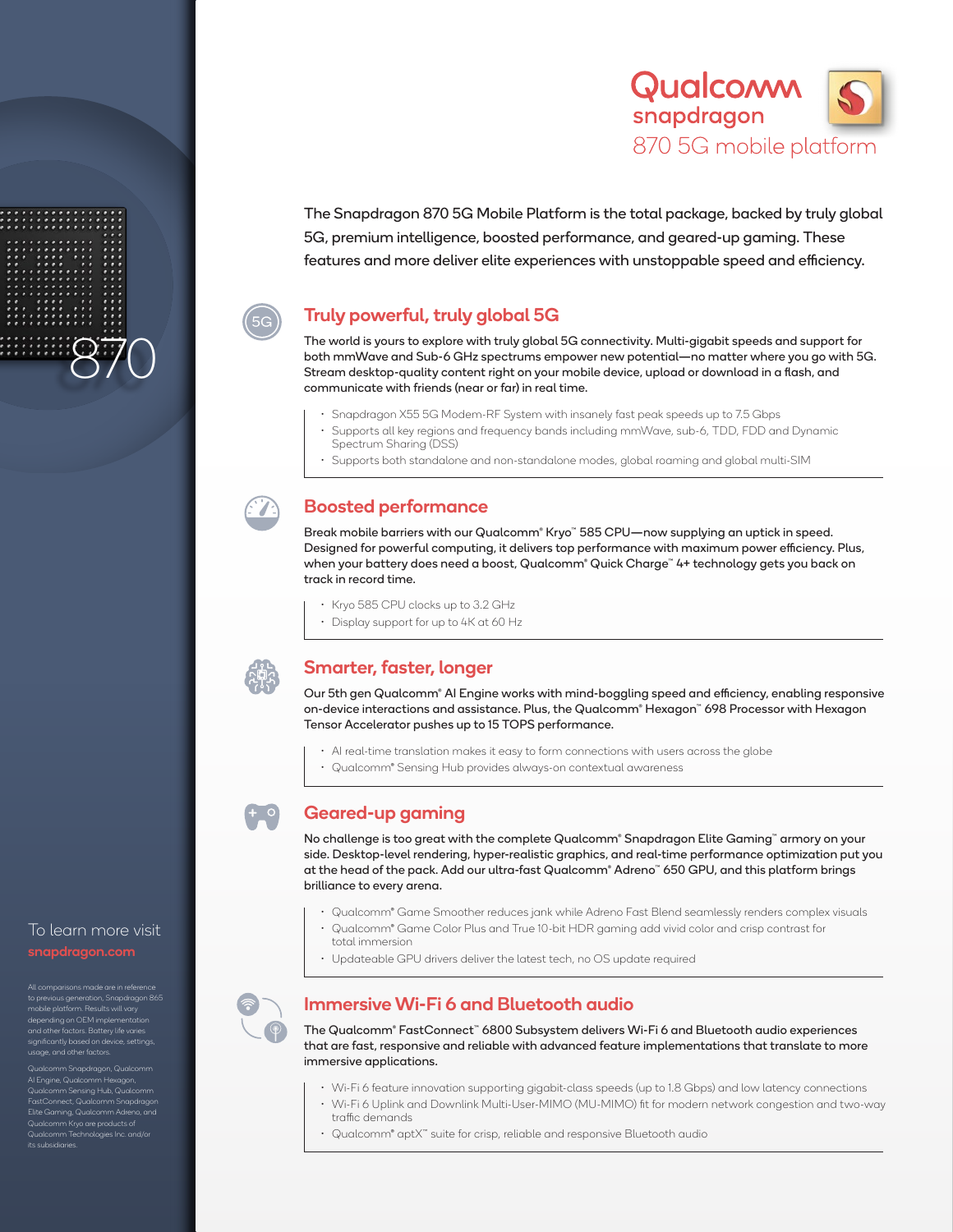# Qualcomm snapdragon 870 5G mobile platform

The Snapdragon 870 5G Mobile Platform is the total package, backed by truly global 5G, premium intelligence, boosted performance, and geared-up gaming. These features and more deliver elite experiences with unstoppable speed and efficiency.

## Truly powerful, truly global 5G

The world is yours to explore with truly global 5G connectivity. Multi-gigabit speeds and support for both mmWave and Sub-6 GHz spectrums empower new potential—no matter where you go with 5G. Stream desktop-quality content right on your mobile device, upload or download in a flash, and communicate with friends (near or far) in real time.

- Snapdragon X55 5G Modem-RF System with insanely fast peak speeds up to 7.5 Gbps
- Supports all key regions and frequency bands including mmWave, sub-6, TDD, FDD and Dynamic Spectrum Sharing (DSS)
- Supports both standalone and non-standalone modes, global roaming and global multi-SIM

## Boosted performance

Break mobile barriers with our Qualcomm® Kryo™ 585 CPU—now supplying an uptick in speed. Designed for powerful computing, it delivers top performance with maximum power efficiency. Plus, when your battery does need a boost, Qualcomm® Quick Charge™ 4+ technology gets you back on track in record time.

- Kryo 585 CPU clocks up to 3.2 GHz
- Display support for up to 4K at 60 Hz

## Smarter, faster, longer

Our 5th gen Qualcomm® AI Engine works with mind-boggling speed and efficiency, enabling responsive on-device interactions and assistance. Plus, the Qualcomm® Hexagon™ 698 Processor with Hexagon Tensor Accelerator pushes up to 15 TOPS performance.

- AI real-time translation makes it easy to form connections with users across the globe
- Qualcomm® Sensing Hub provides always-on contextual awareness

## Geared-up gaming

No challenge is too great with the complete Qualcomm® Snapdragon Elite Gaming™ armory on your side. Desktop-level rendering, hyper-realistic graphics, and real-time performance optimization put you at the head of the pack. Add our ultra-fast Qualcomm® Adreno™ 650 GPU, and this platform brings brilliance to every arena.

- Qualcomm® Game Smoother reduces jank while Adreno Fast Blend seamlessly renders complex visuals
- Qualcomm® Game Color Plus and True 10-bit HDR gaming add vivid color and crisp contrast for total immersion
- Updateable GPU drivers deliver the latest tech, no OS update required

## Immersive Wi-Fi 6 and Bluetooth audio

The Qualcomm® FastConnect™ 6800 Subsystem delivers Wi-Fi 6 and Bluetooth audio experiences that are fast, responsive and reliable with advanced feature implementations that translate to more immersive applications.

- Wi-Fi 6 feature innovation supporting gigabit-class speeds (up to 1.8 Gbps) and low latency connections
- Wi-Fi 6 Uplink and Downlink Multi-User-MIMO (MU-MIMO) fit for modern network congestion and two-way traffic demands
- Qualcomm® aptX™ suite for crisp, reliable and responsive Bluetooth audio

To learn more visit **snapdragon.com**

All comparisons made are in reference to previous generation, Snapdragon 865 mobile platform. Results will vary depending on OEM implementation and other factors. Battery life varies significantly based on device, settings, usage, and other factors.

Qualcomm Snapdragon, Qualcomm AI Engine, Qualcomm Hexagon, Qualcomm Sensing Hub, Qualcomm FastConnect, Qualcomm Snapdragon Elite Gaming, Qualcomm Adreno, and Qualcomm Kryo are products of Qualcomm Technologies Inc. and/or its subsidiaries.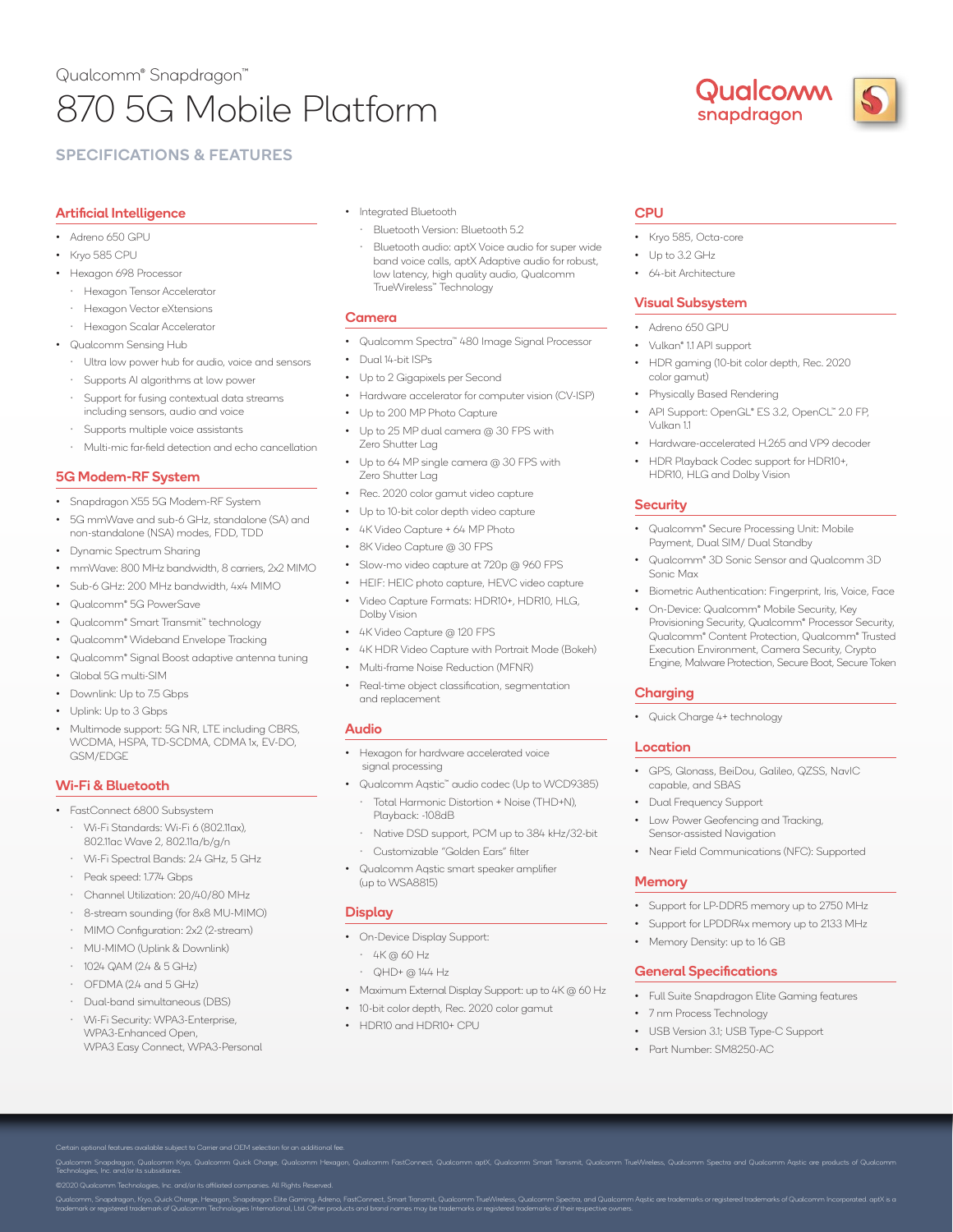Qualcomm® Snapdragon™

# 870 5G Mobile Platform

## SPECIFICATIONS & FEATURES

### Artificial Intelligence

- Adreno 650 GPU
- Kryo 585 CPU
- Hexagon 698 Processor
  - Hexagon Tensor Accelerator
  - Hexagon Vector eXtensions
  - Hexagon Scalar Accelerator
- Qualcomm Sensing Hub
  - Ultra low power hub for audio, voice and sensors
  - Supports AI algorithms at low power
  - Support for fusing contextual data streams including sensors, audio and voice
  - Supports multiple voice assistants
  - Multi-mic far-field detection and echo cancellation

### 5G Modem-RF System

- Snapdragon X55 5G Modem-RF System
- 5G mmWave and sub-6 GHz, standalone (SA) and non-standalone (NSA) modes, FDD, TDD
- Dynamic Spectrum Sharing
- mmWave: 800 MHz bandwidth, 8 carriers, 2x2 MIMO
- Sub-6 GHz: 200 MHz bandwidth, 4x4 MIMO
- Qualcomm® 5G PowerSave
- Qualcomm® Smart Transmit™ technology
- Qualcomm® Wideband Envelope Tracking
- Qualcomm® Signal Boost adaptive antenna tuning
- Global 5G multi-SIM
- Downlink: Up to 7.5 Gbps
- Uplink: Up to 3 Gbps
- Multimode support: 5G NR, LTE including CBRS, WCDMA, HSPA, TD-SCDMA, CDMA 1x, EV-DO, GSM/EDGE

### Wi-Fi & Bluetooth

- FastConnect 6800 Subsystem
  - Wi-Fi Standards: Wi-Fi 6 (802.11ax), 802.11ac Wave 2, 802.11a/b/g/n
  - Wi-Fi Spectral Bands: 2.4 GHz, 5 GHz
  - Peak speed: 1.774 Gbps
  - Channel Utilization: 20/40/80 MHz
  - 8-stream sounding (for 8x8 MU-MIMO)
  - MIMO Configuration: 2x2 (2-stream)
  - MU-MIMO (Uplink & Downlink)
  - 1024 QAM (2.4 & 5 GHz)
  - OFDMA (2.4 and 5 GHz)
  - Dual-band simultaneous (DBS)
  - Wi-Fi Security: WPA3-Enterprise, WPA3-Enhanced Open, WPA3 Easy Connect, WPA3-Personal
- Integrated Bluetooth
  - Bluetooth Version: Bluetooth 5.2
  - Bluetooth audio: aptX Voice audio for super wide band voice calls, aptX Adaptive audio for robust, low latency, high quality audio, Qualcomm TrueWireless™ Technology

### Camera

- Qualcomm Spectra™ 480 Image Signal Processor
- Dual 14-bit ISPs
- Up to 2 Gigapixels per Second
- Hardware accelerator for computer vision (CV-ISP)
- Up to 200 MP Photo Capture
- Up to 25 MP dual camera @ 30 FPS with Zero Shutter Lag
- Up to 64 MP single camera @ 30 FPS with Zero Shutter Lag
- Rec. 2020 color gamut video capture
- Up to 10-bit color depth video capture
- 4K Video Capture + 64 MP Photo
- 8K Video Capture @ 30 FPS
- Slow-mo video capture at 720p @ 960 FPS
- HEIF: HEIC photo capture, HEVC video capture
- Video Capture Formats: HDR10+, HDR10, HLG, Dolby Vision
- 4K Video Capture @ 120 FPS
- 4K HDR Video Capture with Portrait Mode (Bokeh)
- Multi-frame Noise Reduction (MFNR)
- Real-time object classification, segmentation and replacement

### Audio

- Hexagon for hardware accelerated voice signal processing
- Qualcomm Aqstic™ audio codec (Up to WCD9385)
  - Total Harmonic Distortion + Noise (THD+N), Playback: -108dB
  - Native DSD support, PCM up to 384 kHz/32-bit
  - Customizable "Golden Ears" filter
- Qualcomm Aqstic smart speaker amplifier (up to WSA8815)

### Display

- On-Device Display Support:
  - 4K @ 60 Hz
  - QHD+ @ 144 Hz
- Maximum External Display Support: up to 4K @ 60 Hz
- 10-bit color depth, Rec. 2020 color gamut
- HDR10 and HDR10+ CPU

### CPU

- Kryo 585, Octa-core
- Up to 3.2 GHz
- 64-bit Architecture

### Visual Subsystem

- Adreno 650 GPU
- Vulkan® 1.1 API support
- HDR gaming (10-bit color depth, Rec. 2020 color gamut)
- Physically Based Rendering
- API Support: OpenGL® ES 3.2, OpenCL™ 2.0 FP, Vulkan 1.1
- Hardware-accelerated H.265 and VP9 decoder
- HDR Playback Codec support for HDR10+, HDR10, HLG and Dolby Vision

### Security

- Qualcomm® Secure Processing Unit: Mobile Payment, Dual SIM/ Dual Standby
- Qualcomm® 3D Sonic Sensor and Qualcomm 3D Sonic Max
- Biometric Authentication: Fingerprint, Iris, Voice, Face
- On-Device: Qualcomm® Mobile Security, Key Provisioning Security, Qualcomm® Processor Security, Qualcomm® Content Protection, Qualcomm® Trusted Execution Environment, Camera Security, Crypto Engine, Malware Protection, Secure Boot, Secure Token

### Charging

- Quick Charge 4+ technology

### Location

- GPS, Glonass, BeiDou, Galileo, QZSS, NavIC capable, and SBAS
- Dual Frequency Support
- Low Power Geofencing and Tracking, Sensor-assisted Navigation
- Near Field Communications (NFC): Supported

### Memory

- Support for LP-DDR5 memory up to 2750 MHz
- Support for LPDDR4x memory up to 2133 MHz
- Memory Density: up to 16 GB

### General Specifications

- Full Suite Snapdragon Elite Gaming features
- 7 nm Process Technology
- USB Version 3.1; USB Type-C Support
- Part Number: SM8250-AC

Certain optional features available subject to Carrier and OEM selection for an additional fee.

Qualcomm Snapdragon, Qualcomm Kryo, Qualcomm Quick Charge, Qualcomm Hexagon, Qualcomm FastConnect, Qualcomm aptX, Qualcomm Smart Transmit, Qualcomm TrueWireless, Qualcomm Spectra and Qualcomm Aqstic are products of Qualcomm Technologies, Inc. and/or its subsidiaries.

©2020 Qualcomm Technologies, Inc. and/or its affiliated companies. All Rights Reserved.

Qualcomm, Snapdragon, Kryo, Quick Charge, Hexagon, Snapdragon Elite Gaming, Adreno, FastConnect, Smart Transmit, Qualcomm TrueWireless, Qualcomm Spectra, and Qualcomm Aqstic are trademarks or registered trademarks of Qualcomm Incorporated. aptX is a trademark or registered trademark of Qualcomm Technologies International, Ltd. Other products and brand names may be trademarks or registered trademarks of their respective owners.